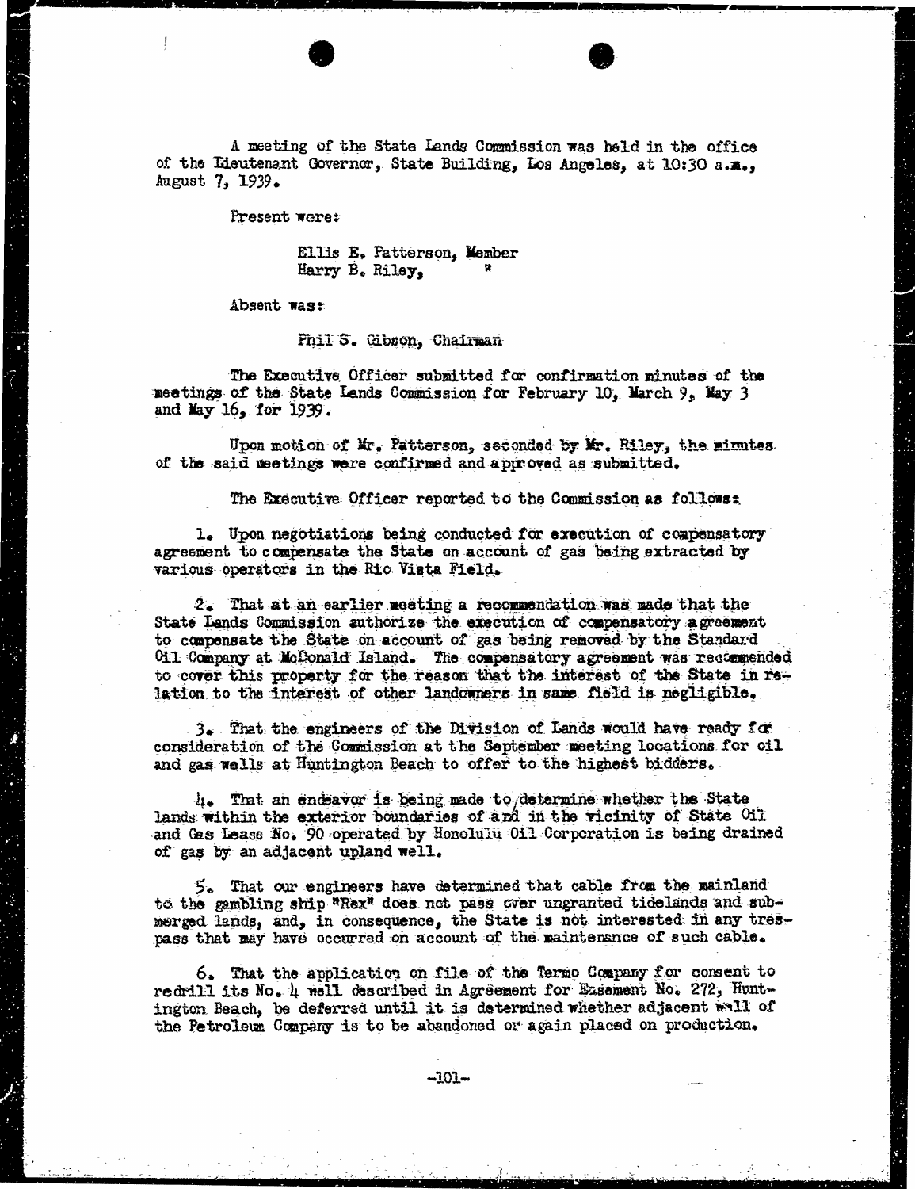A meeting of the State Lands Commission was held in the office of the Lieutenant Governor, State Building, Los Angeles, at 10:30 a.m., August 7, 1939.

Present were:

Ellis E. Patterson, Member
Harry B. Riley, "

Absent was:

Phil S. Gibson, Chairman

The Executive Officer submitted for confirmation minutes of the meetings of the State Lands Commission for February 10, March 9, May 3 and May 16, for 1939.

Upon motion of Mr. Patterson, seconded by Mr. Riley, the minutes of the said meetings were confirmed and approved as submitted.

The Executive Officer reported to the Commission as follows:

1. Upon negotiations being conducted for execution of compensatory agreement to compensate the State on account of gas being extracted by various operators in the Rio Vista Field.

2. That at an earlier meeting a recommendation was made that the State Lands Commission authorize the execution of compensatory agreement to compensate the State on account of gas being removed by the Standard Oil Company at McDonald Island. The compensatory agreement was recommended to cover this property for the reason that the interest of the State in relation to the interest of other landowners in same field is negligible.

3. That the engineers of the Division of Lands would have ready for consideration of the Commission at the September meeting locations for oil and gas wells at Huntington Beach to offer to the highest bidders.

4. That an endeavor is being made to determine whether the State lands within the exterior boundaries of and in the vicinity of State Oil and Gas Lease No. 90 operated by Honolulu Oil Corporation is being drained of gas by an adjacent upland well.

5. That our engineers have determined that cable from the mainland to the gambling ship "Rex" does not pass over ungranted tidelands and submerged lands, and, in consequence, the State is not interested in any trespass that may have occurred on account of the maintenance of such cable.

6. That the application on file of the Termo Company for consent to redrill its No. 4 well described in Agreement for Easement No. 272, Huntington Beach, be deferred until it is determined whether adjacent well of the Petroleum Company is to be abandoned or again placed on production.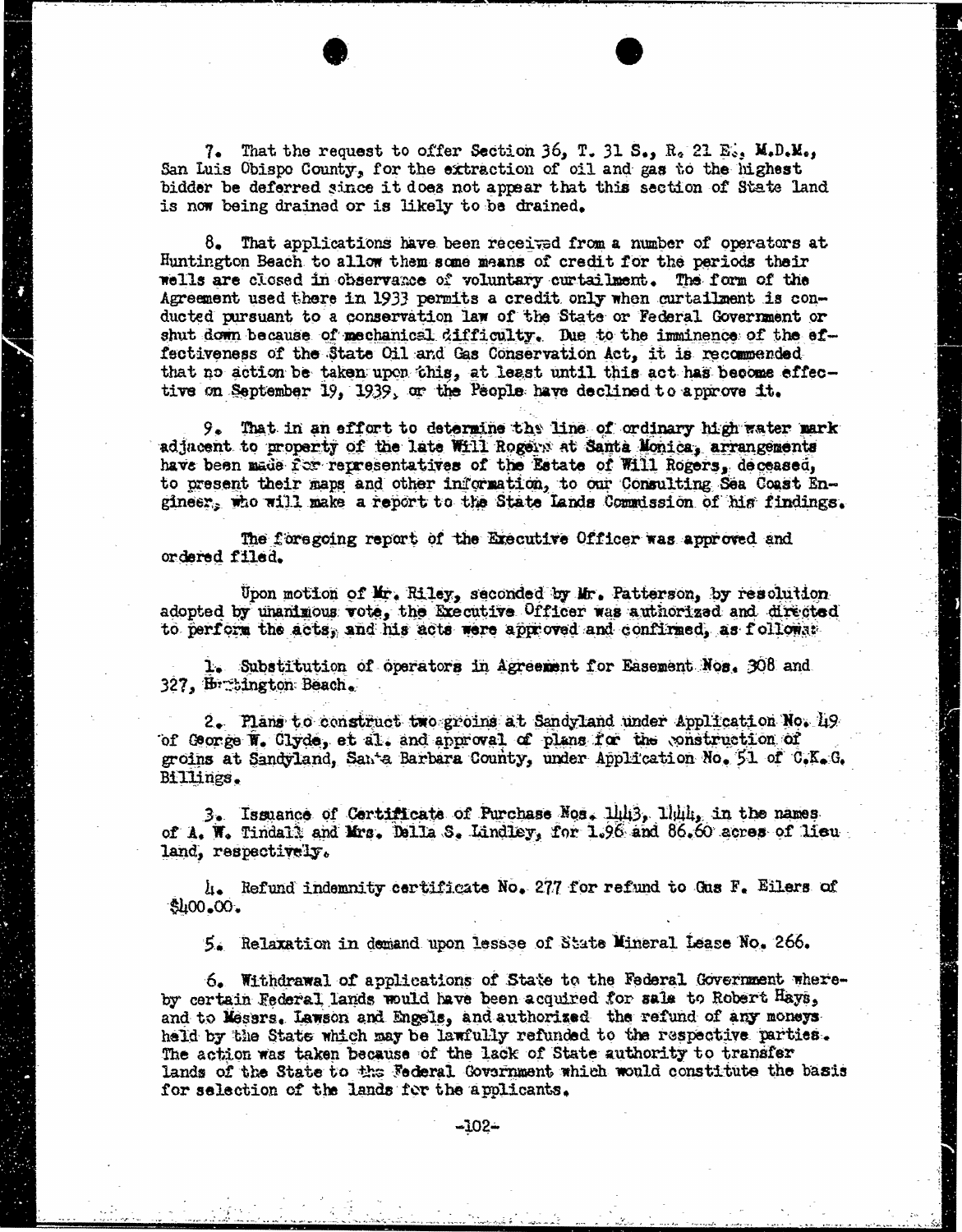7. That the request to offer Section 36, T. 31 S., R. 21 E., M.D.M., San Luis Obispo County, for the extraction of oil and gas to the highest bidder be deferred since it does not appear that this section of State land is now being drained or is likely to be drained.

8. That applications have been received from a number of operators at Huntington Beach to allow them some means of credit for the periods their wells are closed in observance of voluntary curtailment. The form of the Agreement used there in 1933 permits a credit only when curtailment is conducted pursuant to a conservation law of the State or Federal Government or shut down because of mechanical difficulty. Due to the imminence of the effectiveness of the State Oil and Gas Conservation Act, it is recommended that no action be taken upon this, at least until this act has become effective on September 19, 1939, or the People have declined to approve it.

9. That in an effort to determine the line of ordinary high water mark adjacent to property of the late Will Rogers at Santa Monica, arrangements have been made for representatives of the Estate of Will Rogers, deceased, to present their maps and other information, to our Consulting Sea Coast Engineer, who will make a report to the State Lands Commission of his findings.

The foregoing report of the Executive Officer was approved and ordered filed.

Upon motion of Mr. Riley, seconded by Mr. Patterson, by resolution adopted by unanimous vote, the Executive Officer was authorized and directed to perform the acts, and his acts were approved and confirmed, as follows:

1. Substitution of operators in Agreement for Easement Nos. 308 and 327, Huntington Beach.

2. Plans to construct two groins at Sandyland under Application No. 49 of George W. Clyde, et al. and approval of plans for the construction of groins at Sandyland, Santa Barbara County, under Application No. 51 of C.K.G. Billings.

3. Issuance of Certificate of Purchase Nos. 1443, 1444, in the names of A. W. Tindall and Mrs. Della S. Lindley, for 1.96 and 86.60 acres of lieu land, respectively.

4. Refund indemnity certificate No. 277 for refund to Gus F. Eilers of $400.00.

5. Relaxation in demand upon lessee of State Mineral Lease No. 266.

6. Withdrawal of applications of State to the Federal Government whereby certain Federal lands would have been acquired for sale to Robert Hays, and to Messrs. Lawson and Engels, and authorized the refund of any moneys held by the State which may be lawfully refunded to the respective parties. The action was taken because of the lack of State authority to transfer lands of the State to the Federal Government which would constitute the basis for selection of the lands for the applicants.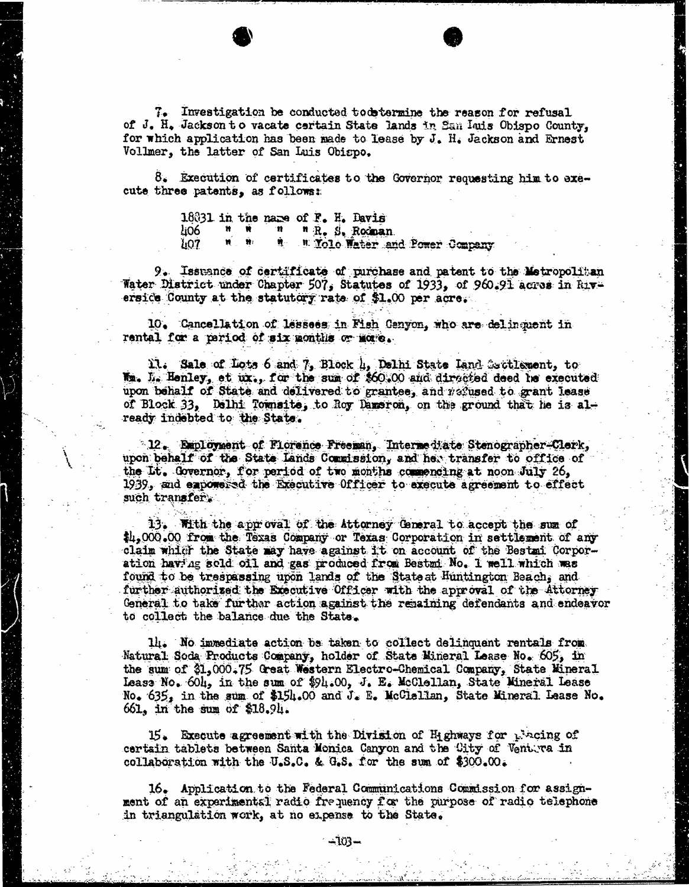7. Investigation be conducted to determine the reason for refusal of J. H. Jackson to vacate certain State lands in San Luis Obispo County, for which application has been made to lease by J. H. Jackson and Ernest Vollmer, the latter of San Luis Obispo.

8. Execution of certificates to the Governor requesting him to execute three patents, as follows:

> 18831 in the name of F. H. Davis
> 406 " " " " R. S. Rodman
> 407 " " " " Yolo Water and Power Company

9. Issuance of certificate of purchase and patent to the Metropolitan Water District under Chapter 507, Statutes of 1933, of 960.91 acres in Riverside County at the statutory rate of $1.00 per acre.

10. Cancellation of lessees in Fish Canyon, who are delinquent in rental for a period of six months or more.

11. Sale of Lots 6 and 7, Block 4, Delhi State Land Settlement, to Wm. L. Henley, et ux., for the sum of $60.00 and directed deed be executed upon behalf of State and delivered to grantee, and refused to grant lease of Block 33, Delhi Townsite, to Roy Dameron, on the ground that he is already indebted to the State.

12. Employment of Florence Freeman, Intermediate Stenographer-Clerk, upon behalf of the State Lands Commission, and her transfer to office of the Lt. Governor, for period of two months commencing at noon July 26, 1939, and empowered the Executive Officer to execute agreement to effect such transfer.

13. With the approval of the Attorney General to accept the sum of $4,000.00 from the Texas Company or Texas Corporation in settlement of any claim which the State may have against it on account of the Bestmi Corporation having sold oil and gas produced from Bestmi No. 1 well which was found to be trespassing upon lands of the State at Huntington Beach, and further authorized the Executive Officer with the approval of the Attorney General to take further action against the remaining defendants and endeavor to collect the balance due the State.

14. No immediate action be taken to collect delinquent rentals from Natural Soda Products Company, holder of State Mineral Lease No. 605, in the sum of $1,000.75 Great Western Electro-Chemical Company, State Mineral Lease No. 604, in the sum of $94.00, J. E. McClellan, State Mineral Lease No. 635, in the sum of $154.00 and J. E. McClellan, State Mineral Lease No. 661, in the sum of $18.94.

15. Execute agreement with the Division of Highways for placing of certain tablets between Santa Monica Canyon and the City of Ventura in collaboration with the U.S.C. & G.S. for the sum of $300.00.

16. Application to the Federal Communications Commission for assignment of an experimental radio frequency for the purpose of radio telephone in triangulation work, at no expense to the State.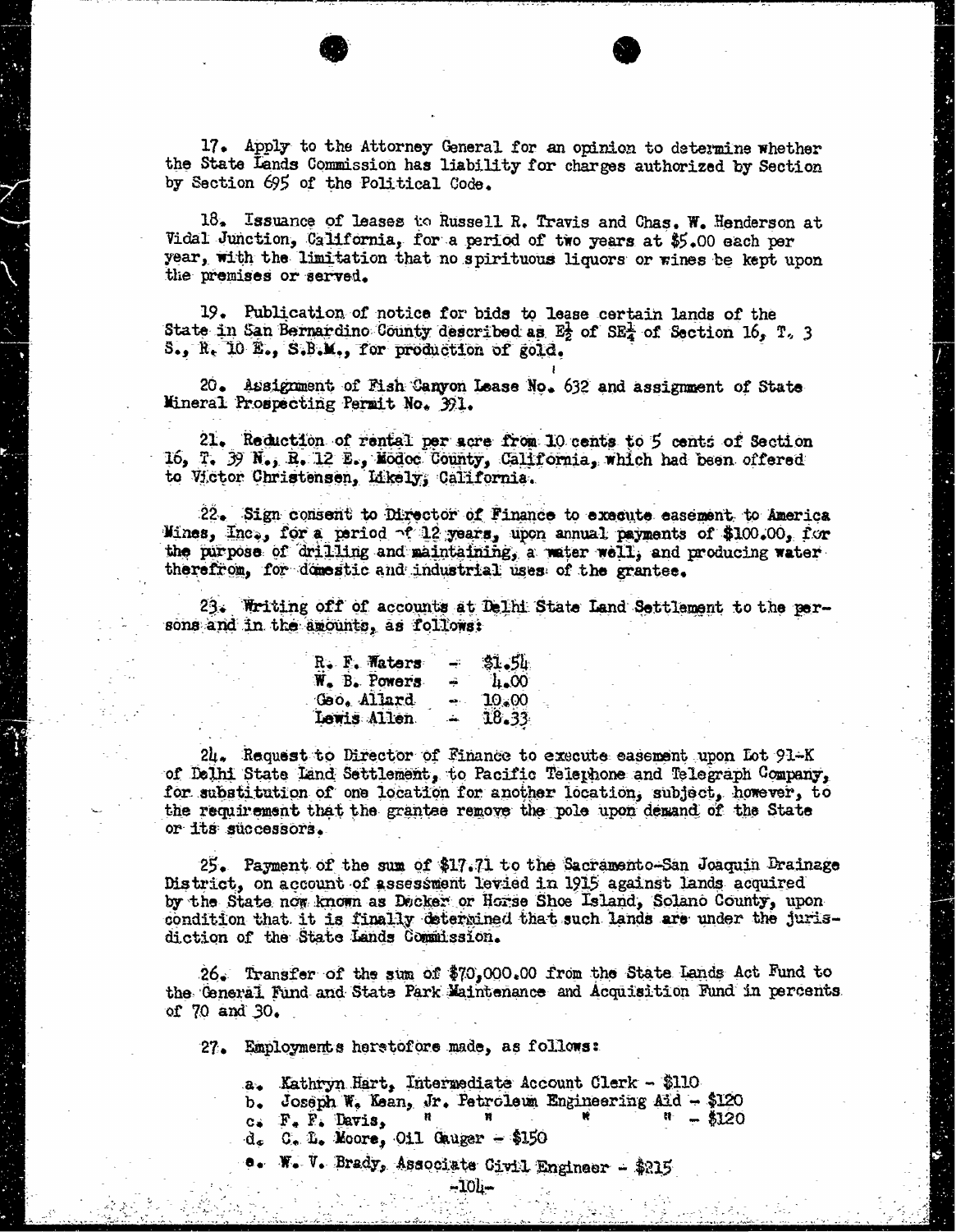17. Apply to the Attorney General for an opinion to determine whether the State Lands Commission has liability for charges authorized by Section by Section 695 of the Political Code.

18. Issuance of leases to Russell R. Travis and Chas. W. Henderson at Vidal Junction, California, for a period of two years at $5.00 each per year, with the limitation that no spirituous liquors or wines be kept upon the premises or served.

19. Publication of notice for bids to lease certain lands of the State in San Bernardino County described as E½ of SE¼ of Section 16, T. 3 S., R. 10 E., S.B.M., for production of gold.

20. Assignment of Fish Canyon Lease No. 632 and assignment of State Mineral Prospecting Permit No. 391.

21. Reduction of rental per acre from 10 cents to 5 cents of Section 16, T. 39 N., R. 12 E., Modoc County, California, which had been offered to Victor Christensen, Likely, California.

22. Sign consent to Director of Finance to execute easement to America Mines, Inc., for a period of 12 years, upon annual payments of $100.00, for the purpose of drilling and maintaining, a water well, and producing water therefrom, for domestic and industrial uses of the grantee.

23. Writing off of accounts at Delhi State Land Settlement to the persons and in the amounts, as follows:

| | | |
|---|---|---|
| R. F. Waters | - | $1.54 |
| W. B. Powers | - | 4.00 |
| Geo. Allard | - | 10.00 |
| Lewis Allen | - | 18.33 |

24. Request to Director of Finance to execute easement upon Lot 91-K of Delhi State Land Settlement, to Pacific Telephone and Telegraph Company, for substitution of one location for another location, subject, however, to the requirement that the grantee remove the pole upon demand of the State or its successors.

25. Payment of the sum of $17.71 to the Sacramento-San Joaquin Drainage District, on account of assessment levied in 1915 against lands acquired by the State now known as Decker or Horse Shoe Island, Solano County, upon condition that it is finally determined that such lands are under the jurisdiction of the State Lands Commission.

26. Transfer of the sum of $70,000.00 from the State Lands Act Fund to the General Fund and State Park Maintenance and Acquisition Fund in percents of 70 and 30.

27. Employments heretofore made, as follows:

a. Kathryn Hart, Intermediate Account Clerk - $110
b. Joseph W. Kean, Jr. Petroleum Engineering Aid - $120
c. F. F. Davis, " " " " - $120
d. C. L. Moore, Oil Gauger - $150
e. W. V. Brady, Associate Civil Engineer - $215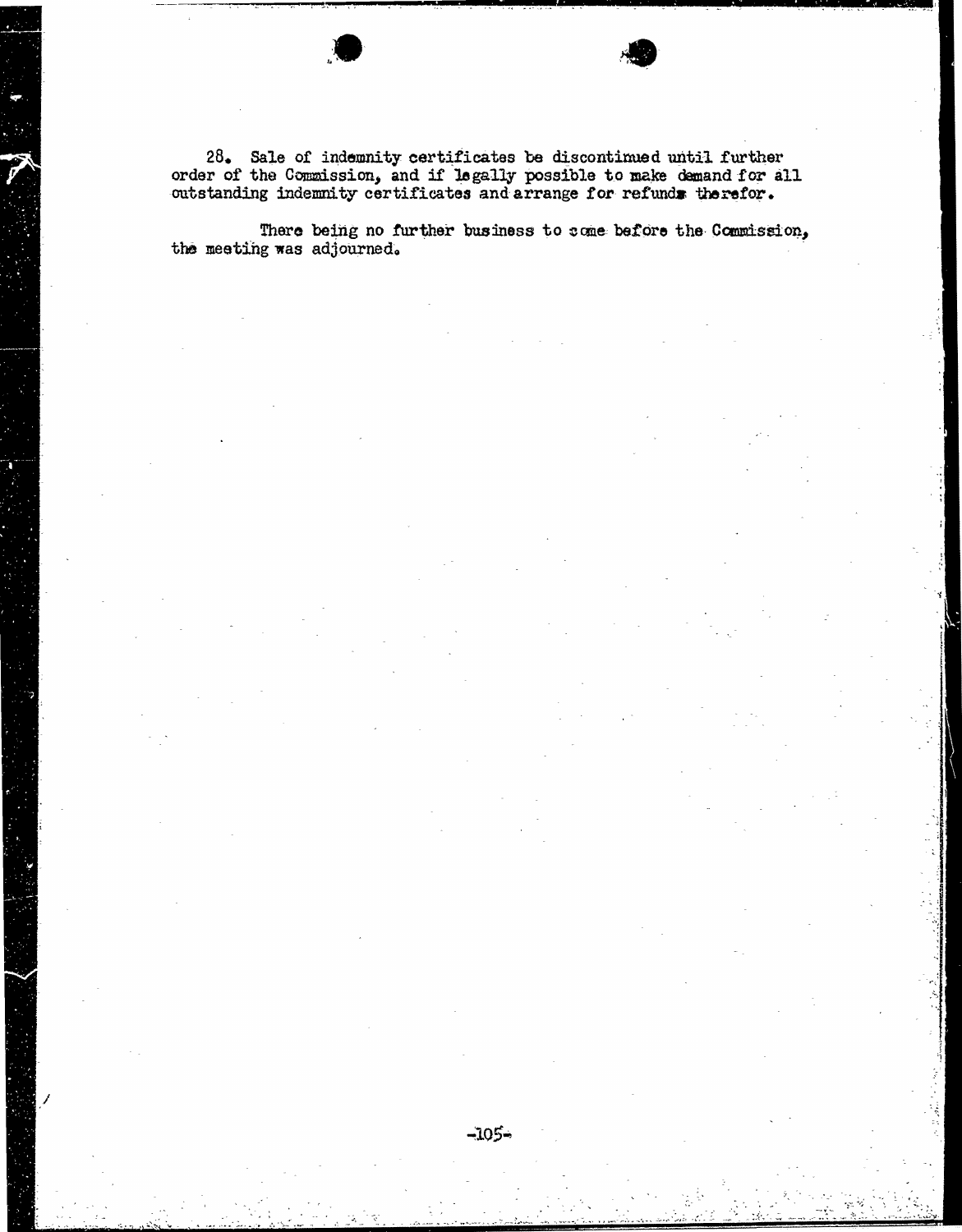28. Sale of indemnity certificates be discontinued until further order of the Commission, and if legally possible to make demand for all outstanding indemnity certificates and arrange for refunds therefor.

There being no further business to come before the Commission, the meeting was adjourned.